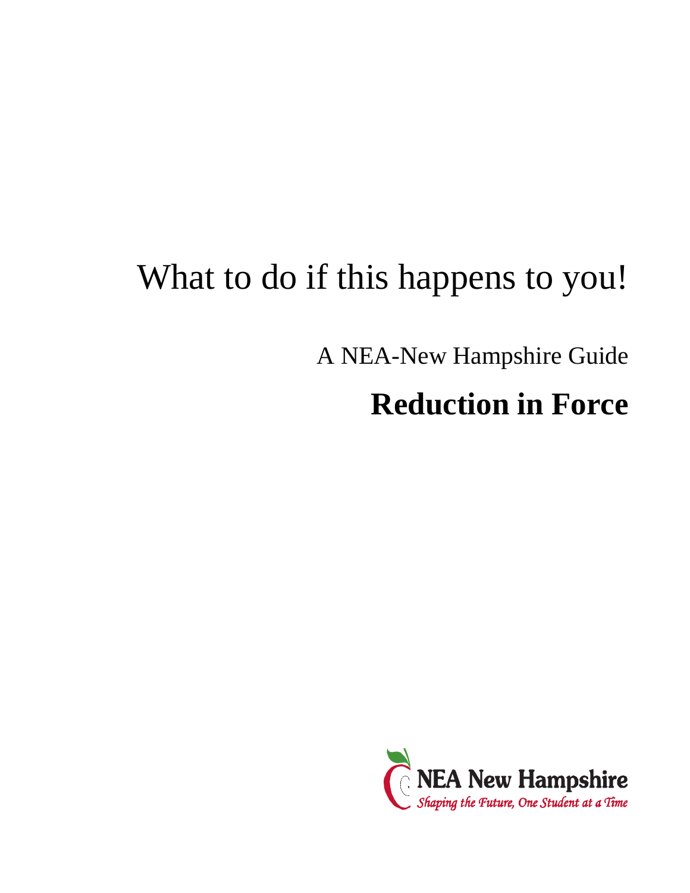# What to do if this happens to you!

A NEA-New Hampshire Guide

## Reduction in Force

NEA New Hampshire

*Shaping the Future, One Student at a Time*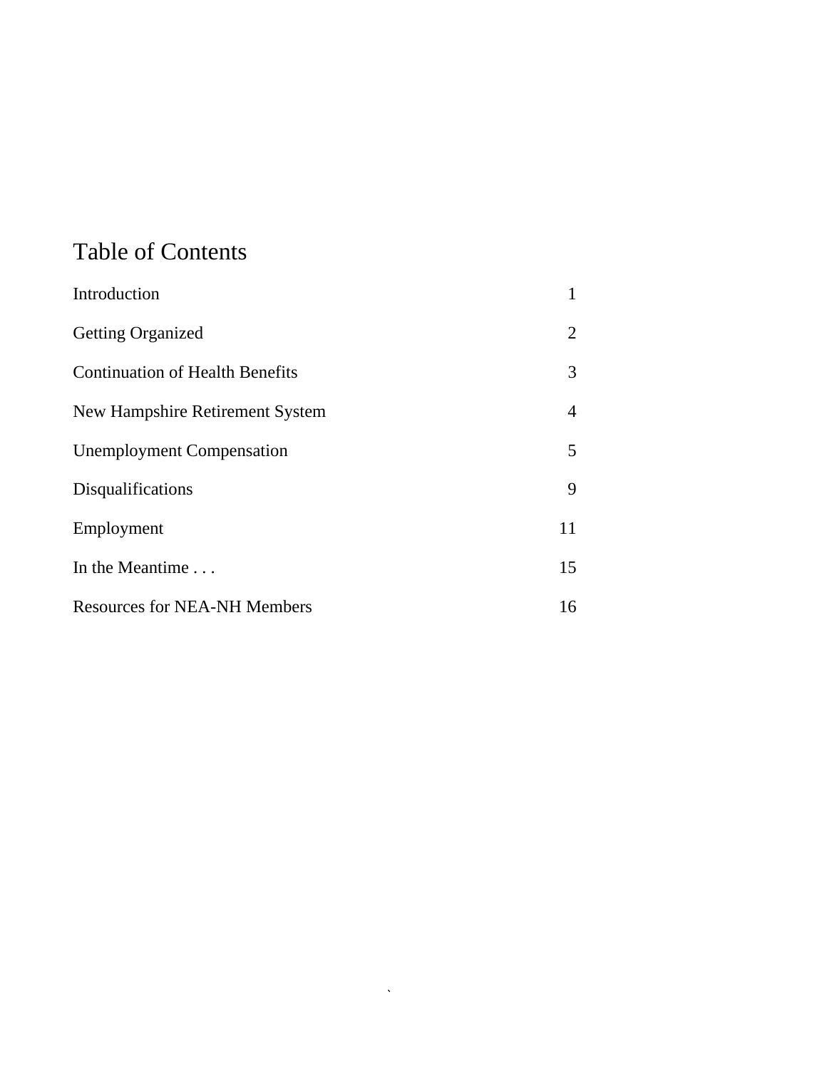# Table of Contents

| | |
|---|---|
| Introduction | 1 |
| Getting Organized | 2 |
| Continuation of Health Benefits | 3 |
| New Hampshire Retirement System | 4 |
| Unemployment Compensation | 5 |
| Disqualifications | 9 |
| Employment | 11 |
| In the Meantime . . . | 15 |
| Resources for NEA-NH Members | 16 |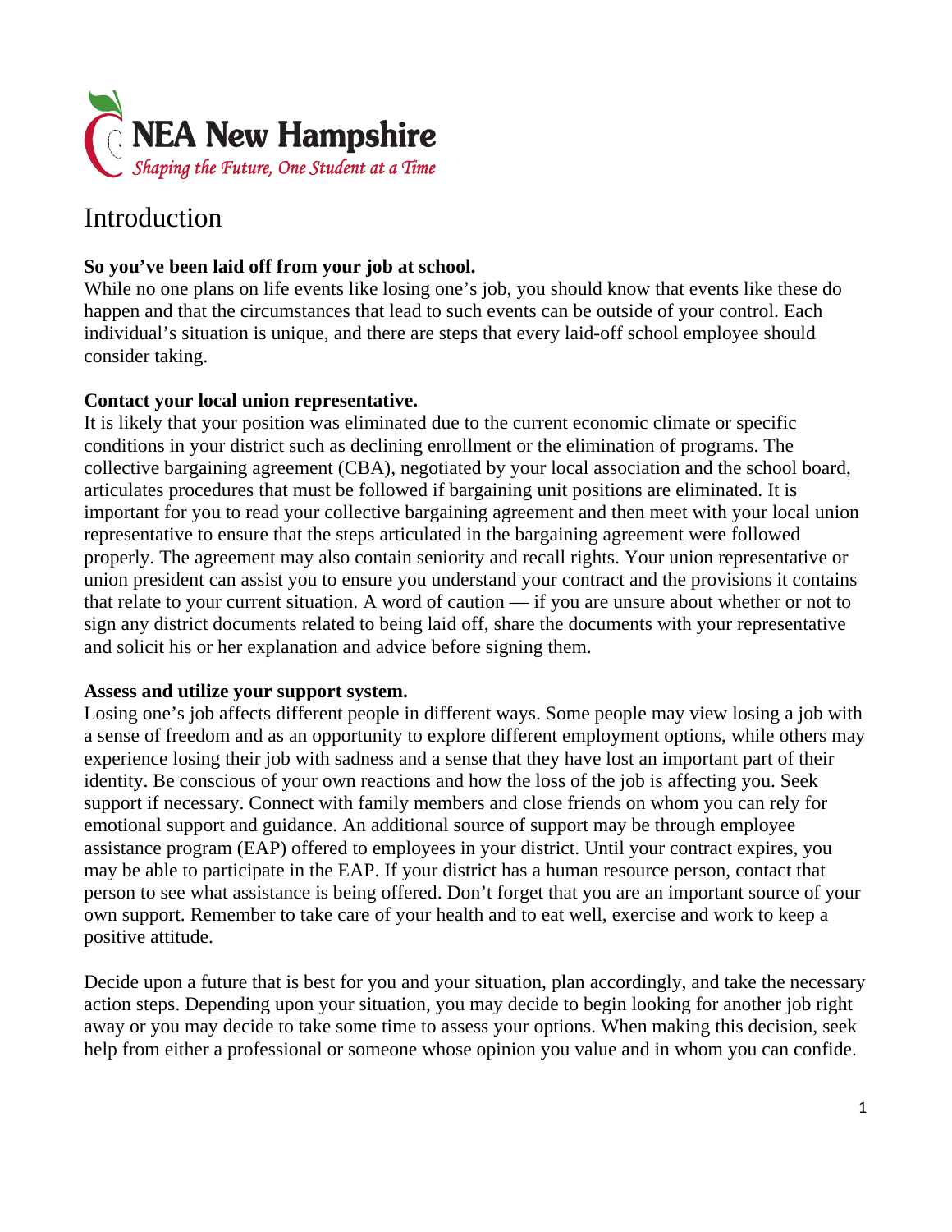NEA New Hampshire

*Shaping the Future, One Student at a Time*

# Introduction

**So you've been laid off from your job at school.**

While no one plans on life events like losing one's job, you should know that events like these do happen and that the circumstances that lead to such events can be outside of your control. Each individual's situation is unique, and there are steps that every laid-off school employee should consider taking.

**Contact your local union representative.**

It is likely that your position was eliminated due to the current economic climate or specific conditions in your district such as declining enrollment or the elimination of programs. The collective bargaining agreement (CBA), negotiated by your local association and the school board, articulates procedures that must be followed if bargaining unit positions are eliminated. It is important for you to read your collective bargaining agreement and then meet with your local union representative to ensure that the steps articulated in the bargaining agreement were followed properly. The agreement may also contain seniority and recall rights. Your union representative or union president can assist you to ensure you understand your contract and the provisions it contains that relate to your current situation. A word of caution — if you are unsure about whether or not to sign any district documents related to being laid off, share the documents with your representative and solicit his or her explanation and advice before signing them.

**Assess and utilize your support system.**

Losing one's job affects different people in different ways. Some people may view losing a job with a sense of freedom and as an opportunity to explore different employment options, while others may experience losing their job with sadness and a sense that they have lost an important part of their identity. Be conscious of your own reactions and how the loss of the job is affecting you. Seek support if necessary. Connect with family members and close friends on whom you can rely for emotional support and guidance. An additional source of support may be through employee assistance program (EAP) offered to employees in your district. Until your contract expires, you may be able to participate in the EAP. If your district has a human resource person, contact that person to see what assistance is being offered. Don't forget that you are an important source of your own support. Remember to take care of your health and to eat well, exercise and work to keep a positive attitude.

Decide upon a future that is best for you and your situation, plan accordingly, and take the necessary action steps. Depending upon your situation, you may decide to begin looking for another job right away or you may decide to take some time to assess your options. When making this decision, seek help from either a professional or someone whose opinion you value and in whom you can confide.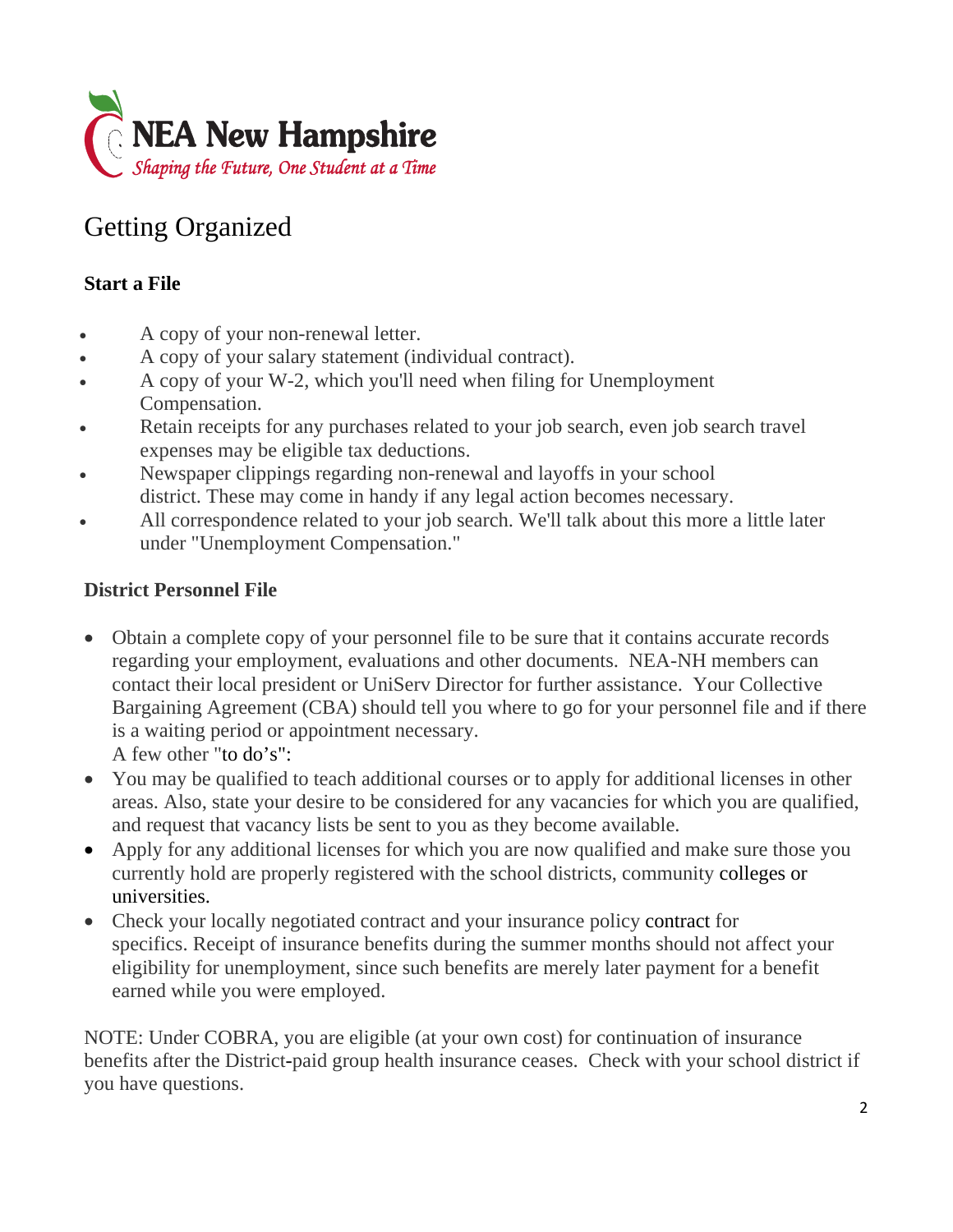# Getting Organized

**Start a File**

- A copy of your non-renewal letter.
- A copy of your salary statement (individual contract).
- A copy of your W-2, which you'll need when filing for Unemployment Compensation.
- Retain receipts for any purchases related to your job search, even job search travel expenses may be eligible tax deductions.
- Newspaper clippings regarding non-renewal and layoffs in your school district. These may come in handy if any legal action becomes necessary.
- All correspondence related to your job search. We'll talk about this more a little later under "Unemployment Compensation."

**District Personnel File**

- Obtain a complete copy of your personnel file to be sure that it contains accurate records regarding your employment, evaluations and other documents. NEA-NH members can contact their local president or UniServ Director for further assistance. Your Collective Bargaining Agreement (CBA) should tell you where to go for your personnel file and if there is a waiting period or appointment necessary.
  A few other "to do's":
- You may be qualified to teach additional courses or to apply for additional licenses in other areas. Also, state your desire to be considered for any vacancies for which you are qualified, and request that vacancy lists be sent to you as they become available.
- Apply for any additional licenses for which you are now qualified and make sure those you currently hold are properly registered with the school districts, community colleges or universities.
- Check your locally negotiated contract and your insurance policy contract for specifics. Receipt of insurance benefits during the summer months should not affect your eligibility for unemployment, since such benefits are merely later payment for a benefit earned while you were employed.

NOTE: Under COBRA, you are eligible (at your own cost) for continuation of insurance benefits after the District-paid group health insurance ceases. Check with your school district if you have questions.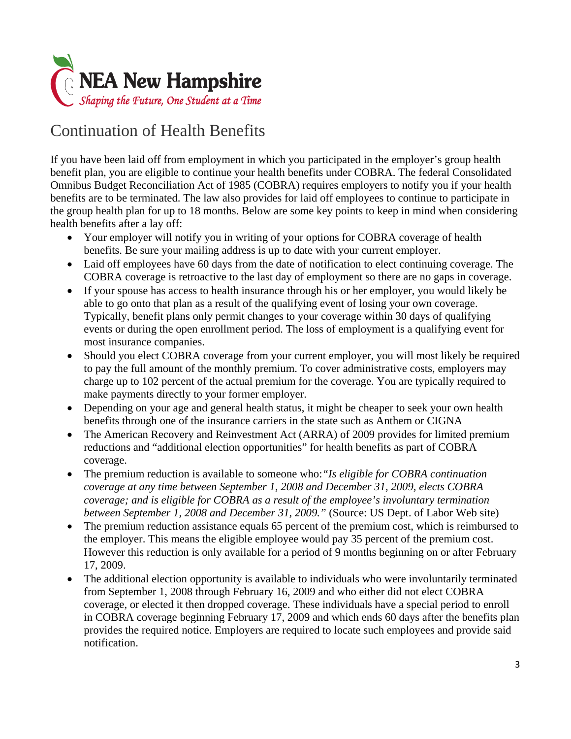NEA New Hampshire

*Shaping the Future, One Student at a Time*

# Continuation of Health Benefits

If you have been laid off from employment in which you participated in the employer's group health benefit plan, you are eligible to continue your health benefits under COBRA. The federal Consolidated Omnibus Budget Reconciliation Act of 1985 (COBRA) requires employers to notify you if your health benefits are to be terminated. The law also provides for laid off employees to continue to participate in the group health plan for up to 18 months. Below are some key points to keep in mind when considering health benefits after a lay off:

- Your employer will notify you in writing of your options for COBRA coverage of health benefits. Be sure your mailing address is up to date with your current employer.
- Laid off employees have 60 days from the date of notification to elect continuing coverage. The COBRA coverage is retroactive to the last day of employment so there are no gaps in coverage.
- If your spouse has access to health insurance through his or her employer, you would likely be able to go onto that plan as a result of the qualifying event of losing your own coverage. Typically, benefit plans only permit changes to your coverage within 30 days of qualifying events or during the open enrollment period. The loss of employment is a qualifying event for most insurance companies.
- Should you elect COBRA coverage from your current employer, you will most likely be required to pay the full amount of the monthly premium. To cover administrative costs, employers may charge up to 102 percent of the actual premium for the coverage. You are typically required to make payments directly to your former employer.
- Depending on your age and general health status, it might be cheaper to seek your own health benefits through one of the insurance carriers in the state such as Anthem or CIGNA
- The American Recovery and Reinvestment Act (ARRA) of 2009 provides for limited premium reductions and "additional election opportunities" for health benefits as part of COBRA coverage.
- The premium reduction is available to someone who:*"Is eligible for COBRA continuation coverage at any time between September 1, 2008 and December 31, 2009, elects COBRA coverage; and is eligible for COBRA as a result of the employee's involuntary termination between September 1, 2008 and December 31, 2009."* (Source: US Dept. of Labor Web site)
- The premium reduction assistance equals 65 percent of the premium cost, which is reimbursed to the employer. This means the eligible employee would pay 35 percent of the premium cost. However this reduction is only available for a period of 9 months beginning on or after February 17, 2009.
- The additional election opportunity is available to individuals who were involuntarily terminated from September 1, 2008 through February 16, 2009 and who either did not elect COBRA coverage, or elected it then dropped coverage. These individuals have a special period to enroll in COBRA coverage beginning February 17, 2009 and which ends 60 days after the benefits plan provides the required notice. Employers are required to locate such employees and provide said notification.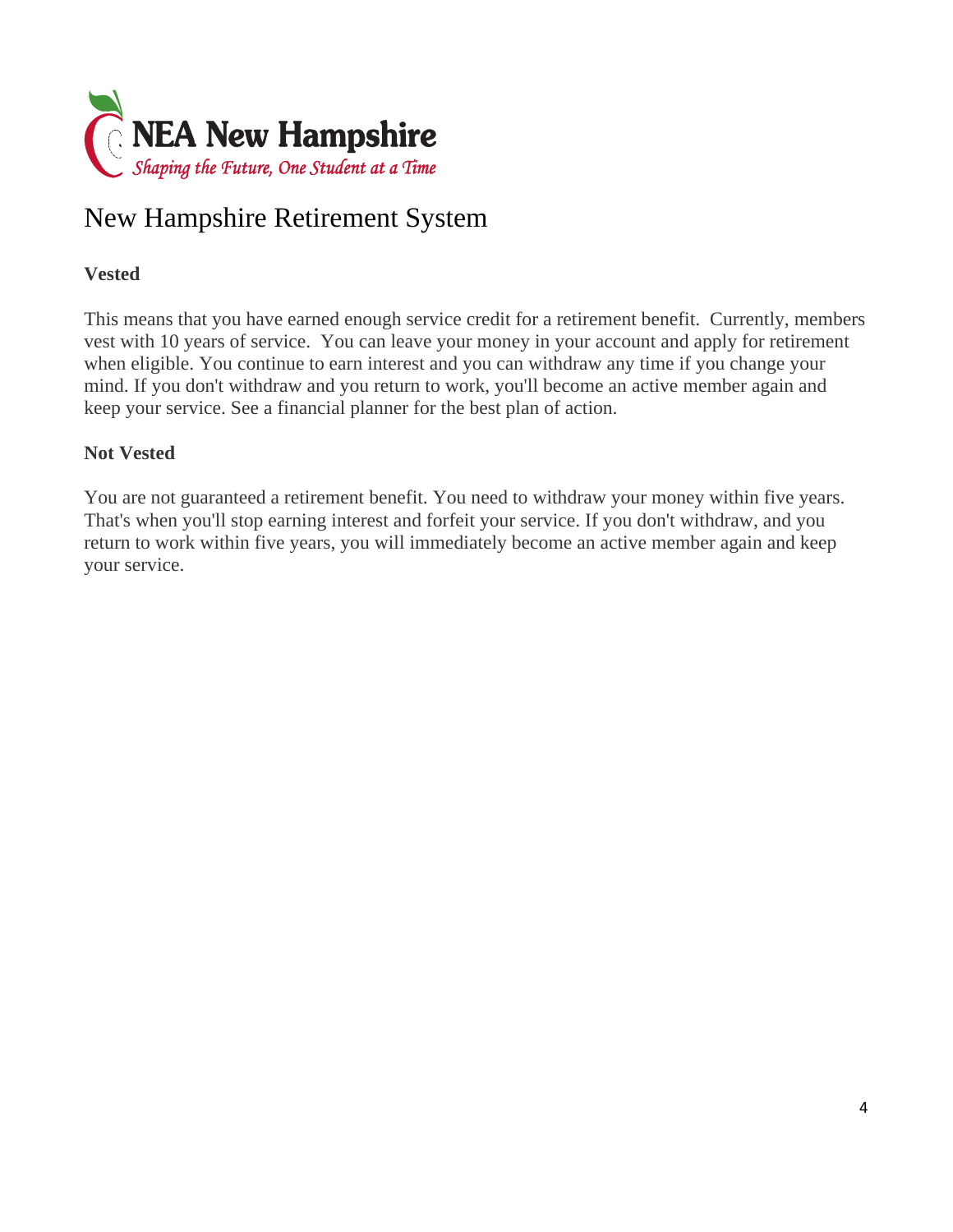# New Hampshire Retirement System

**Vested**

This means that you have earned enough service credit for a retirement benefit. Currently, members vest with 10 years of service. You can leave your money in your account and apply for retirement when eligible. You continue to earn interest and you can withdraw any time if you change your mind. If you don't withdraw and you return to work, you'll become an active member again and keep your service. See a financial planner for the best plan of action.

**Not Vested**

You are not guaranteed a retirement benefit. You need to withdraw your money within five years. That's when you'll stop earning interest and forfeit your service. If you don't withdraw, and you return to work within five years, you will immediately become an active member again and keep your service.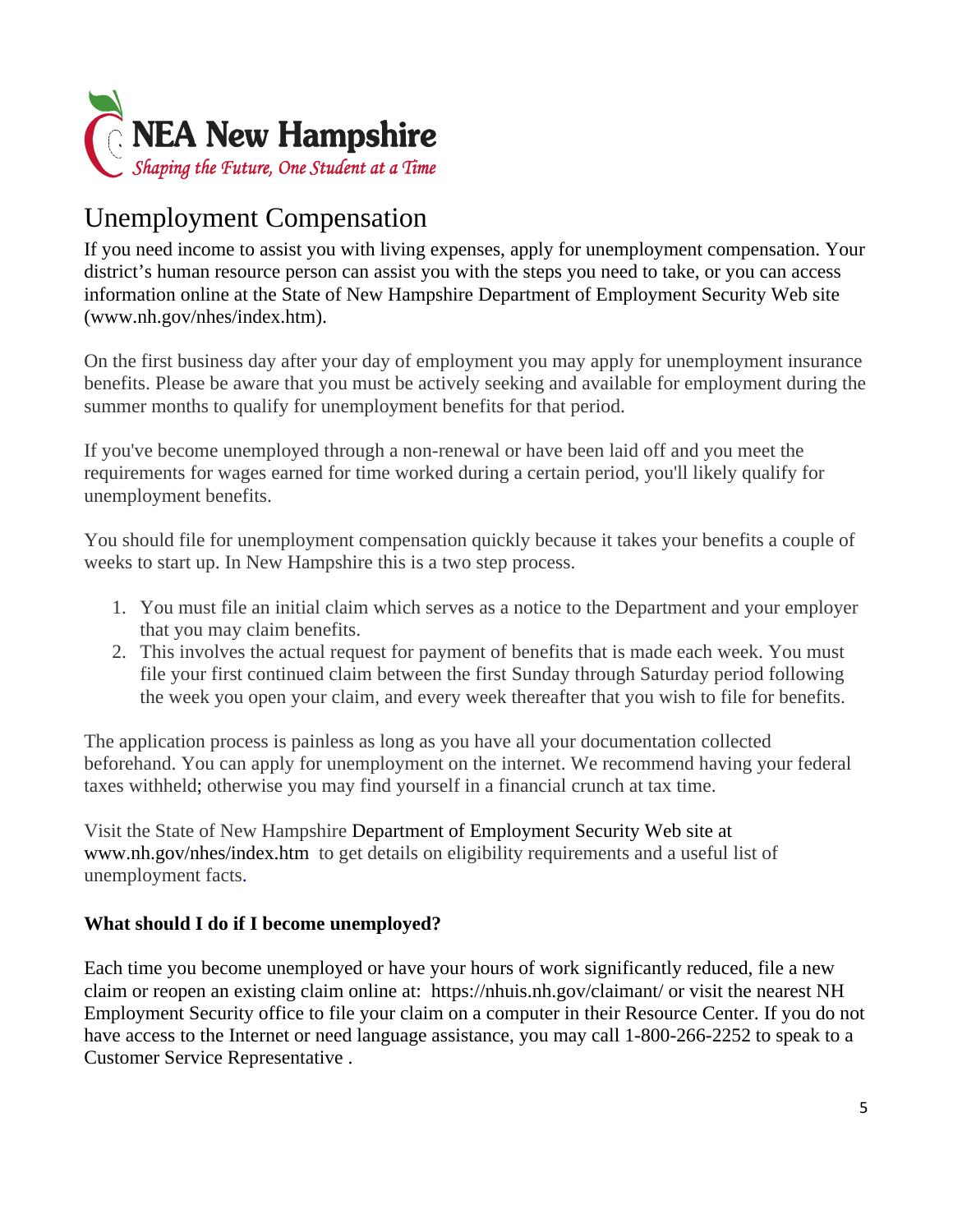NEA New Hampshire

*Shaping the Future, One Student at a Time*

# Unemployment Compensation

If you need income to assist you with living expenses, apply for unemployment compensation. Your district's human resource person can assist you with the steps you need to take, or you can access information online at the State of New Hampshire Department of Employment Security Web site (www.nh.gov/nhes/index.htm).

On the first business day after your day of employment you may apply for unemployment insurance benefits. Please be aware that you must be actively seeking and available for employment during the summer months to qualify for unemployment benefits for that period.

If you've become unemployed through a non-renewal or have been laid off and you meet the requirements for wages earned for time worked during a certain period, you'll likely qualify for unemployment benefits.

You should file for unemployment compensation quickly because it takes your benefits a couple of weeks to start up. In New Hampshire this is a two step process.

1. You must file an initial claim which serves as a notice to the Department and your employer that you may claim benefits.
2. This involves the actual request for payment of benefits that is made each week. You must file your first continued claim between the first Sunday through Saturday period following the week you open your claim, and every week thereafter that you wish to file for benefits.

The application process is painless as long as you have all your documentation collected beforehand. You can apply for unemployment on the internet. We recommend having your federal taxes withheld; otherwise you may find yourself in a financial crunch at tax time.

Visit the State of New Hampshire Department of Employment Security Web site at www.nh.gov/nhes/index.htm to get details on eligibility requirements and a useful list of unemployment facts.

**What should I do if I become unemployed?**

Each time you become unemployed or have your hours of work significantly reduced, file a new claim or reopen an existing claim online at: https://nhuis.nh.gov/claimant/ or visit the nearest NH Employment Security office to file your claim on a computer in their Resource Center. If you do not have access to the Internet or need language assistance, you may call 1-800-266-2252 to speak to a Customer Service Representative .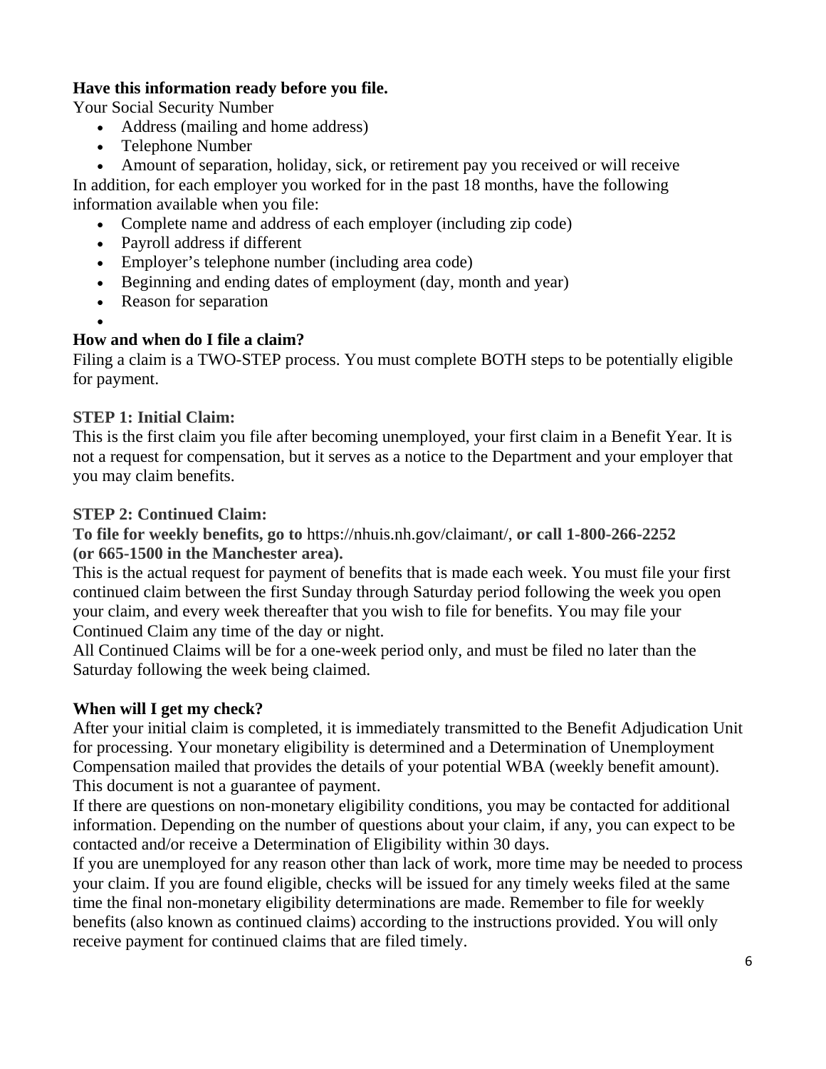**Have this information ready before you file.**

Your Social Security Number

- Address (mailing and home address)
- Telephone Number
- Amount of separation, holiday, sick, or retirement pay you received or will receive

In addition, for each employer you worked for in the past 18 months, have the following information available when you file:

- Complete name and address of each employer (including zip code)
- Payroll address if different
- Employer's telephone number (including area code)
- Beginning and ending dates of employment (day, month and year)
- Reason for separation

## How and when do I file a claim?

Filing a claim is a TWO-STEP process. You must complete BOTH steps to be potentially eligible for payment.

### STEP 1: Initial Claim:

This is the first claim you file after becoming unemployed, your first claim in a Benefit Year. It is not a request for compensation, but it serves as a notice to the Department and your employer that you may claim benefits.

### STEP 2: Continued Claim:

**To file for weekly benefits, go to** https://nhuis.nh.gov/claimant/, **or call 1-800-266-2252 (or 665-1500 in the Manchester area).**

This is the actual request for payment of benefits that is made each week. You must file your first continued claim between the first Sunday through Saturday period following the week you open your claim, and every week thereafter that you wish to file for benefits. You may file your Continued Claim any time of the day or night.

All Continued Claims will be for a one-week period only, and must be filed no later than the Saturday following the week being claimed.

## When will I get my check?

After your initial claim is completed, it is immediately transmitted to the Benefit Adjudication Unit for processing. Your monetary eligibility is determined and a Determination of Unemployment Compensation mailed that provides the details of your potential WBA (weekly benefit amount). This document is not a guarantee of payment.

If there are questions on non-monetary eligibility conditions, you may be contacted for additional information. Depending on the number of questions about your claim, if any, you can expect to be contacted and/or receive a Determination of Eligibility within 30 days.

If you are unemployed for any reason other than lack of work, more time may be needed to process your claim. If you are found eligible, checks will be issued for any timely weeks filed at the same time the final non-monetary eligibility determinations are made. Remember to file for weekly benefits (also known as continued claims) according to the instructions provided. You will only receive payment for continued claims that are filed timely.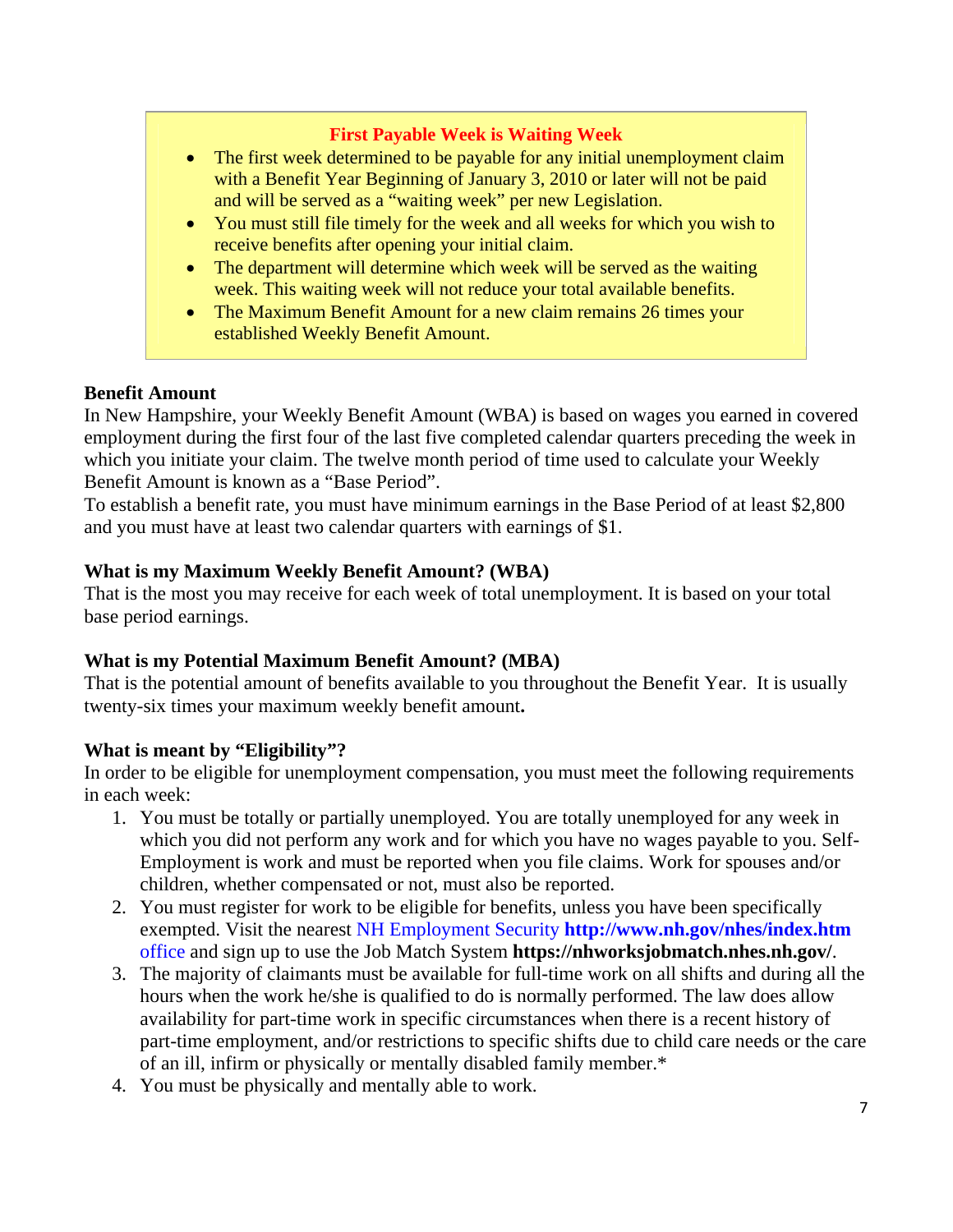**First Payable Week is Waiting Week**

- The first week determined to be payable for any initial unemployment claim with a Benefit Year Beginning of January 3, 2010 or later will not be paid and will be served as a "waiting week" per new Legislation.
- You must still file timely for the week and all weeks for which you wish to receive benefits after opening your initial claim.
- The department will determine which week will be served as the waiting week. This waiting week will not reduce your total available benefits.
- The Maximum Benefit Amount for a new claim remains 26 times your established Weekly Benefit Amount.

**Benefit Amount**

In New Hampshire, your Weekly Benefit Amount (WBA) is based on wages you earned in covered employment during the first four of the last five completed calendar quarters preceding the week in which you initiate your claim. The twelve month period of time used to calculate your Weekly Benefit Amount is known as a "Base Period".

To establish a benefit rate, you must have minimum earnings in the Base Period of at least $2,800 and you must have at least two calendar quarters with earnings of $1.

**What is my Maximum Weekly Benefit Amount? (WBA)**

That is the most you may receive for each week of total unemployment. It is based on your total base period earnings.

**What is my Potential Maximum Benefit Amount? (MBA)**

That is the potential amount of benefits available to you throughout the Benefit Year. It is usually twenty-six times your maximum weekly benefit amount**.**

**What is meant by "Eligibility"?**

In order to be eligible for unemployment compensation, you must meet the following requirements in each week:

1. You must be totally or partially unemployed. You are totally unemployed for any week in which you did not perform any work and for which you have no wages payable to you. Self-Employment is work and must be reported when you file claims. Work for spouses and/or children, whether compensated or not, must also be reported.
2. You must register for work to be eligible for benefits, unless you have been specifically exempted. Visit the nearest NH Employment Security **http://www.nh.gov/nhes/index.htm** office and sign up to use the Job Match System **https://nhworksjobmatch.nhes.nh.gov/**.
3. The majority of claimants must be available for full-time work on all shifts and during all the hours when the work he/she is qualified to do is normally performed. The law does allow availability for part-time work in specific circumstances when there is a recent history of part-time employment, and/or restrictions to specific shifts due to child care needs or the care of an ill, infirm or physically or mentally disabled family member.*
4. You must be physically and mentally able to work.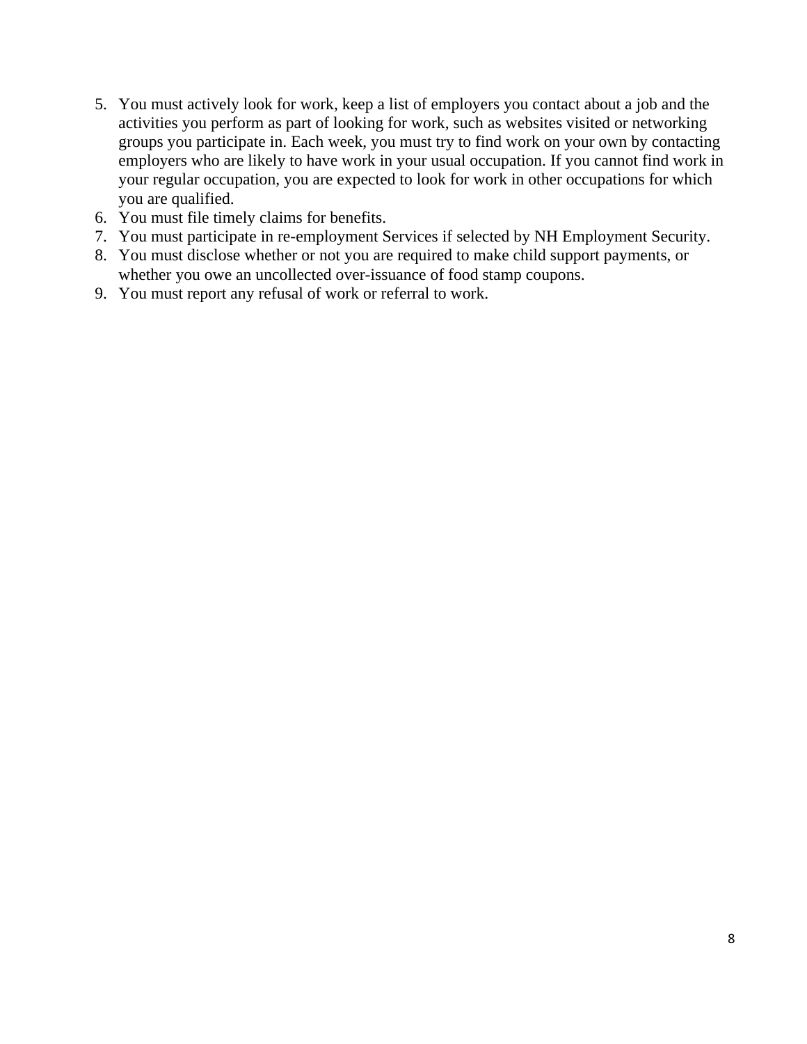5. You must actively look for work, keep a list of employers you contact about a job and the activities you perform as part of looking for work, such as websites visited or networking groups you participate in. Each week, you must try to find work on your own by contacting employers who are likely to have work in your usual occupation. If you cannot find work in your regular occupation, you are expected to look for work in other occupations for which you are qualified.
6. You must file timely claims for benefits.
7. You must participate in re-employment Services if selected by NH Employment Security.
8. You must disclose whether or not you are required to make child support payments, or whether you owe an uncollected over-issuance of food stamp coupons.
9. You must report any refusal of work or referral to work.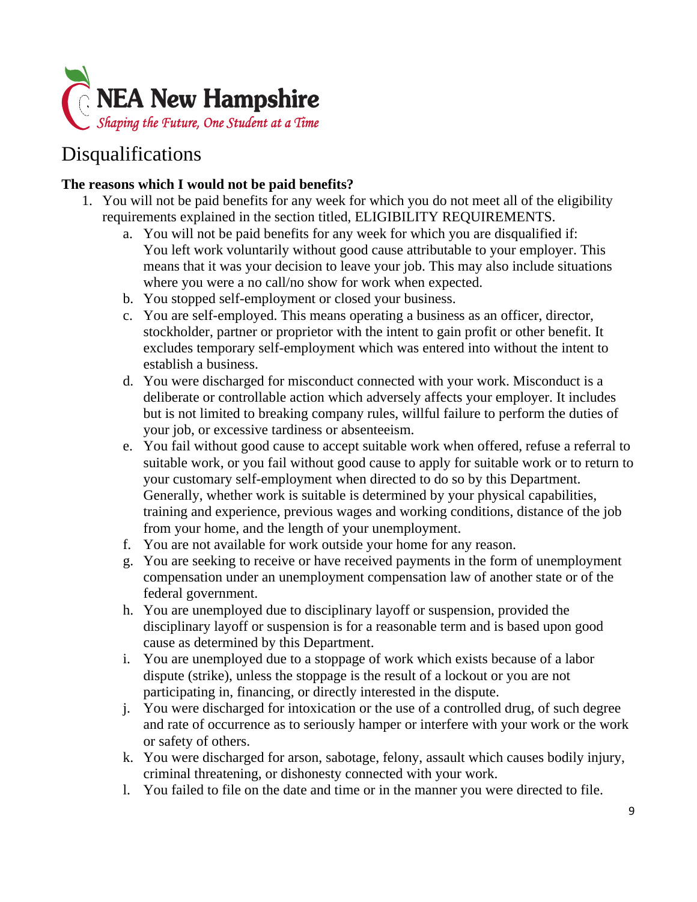NEA New Hampshire

*Shaping the Future, One Student at a Time*

# Disqualifications

**The reasons which I would not be paid benefits?**

1. You will not be paid benefits for any week for which you do not meet all of the eligibility requirements explained in the section titled, ELIGIBILITY REQUIREMENTS.
    a. You will not be paid benefits for any week for which you are disqualified if: You left work voluntarily without good cause attributable to your employer. This means that it was your decision to leave your job. This may also include situations where you were a no call/no show for work when expected.
    b. You stopped self-employment or closed your business.
    c. You are self-employed. This means operating a business as an officer, director, stockholder, partner or proprietor with the intent to gain profit or other benefit. It excludes temporary self-employment which was entered into without the intent to establish a business.
    d. You were discharged for misconduct connected with your work. Misconduct is a deliberate or controllable action which adversely affects your employer. It includes but is not limited to breaking company rules, willful failure to perform the duties of your job, or excessive tardiness or absenteeism.
    e. You fail without good cause to accept suitable work when offered, refuse a referral to suitable work, or you fail without good cause to apply for suitable work or to return to your customary self-employment when directed to do so by this Department. Generally, whether work is suitable is determined by your physical capabilities, training and experience, previous wages and working conditions, distance of the job from your home, and the length of your unemployment.
    f. You are not available for work outside your home for any reason.
    g. You are seeking to receive or have received payments in the form of unemployment compensation under an unemployment compensation law of another state or of the federal government.
    h. You are unemployed due to disciplinary layoff or suspension, provided the disciplinary layoff or suspension is for a reasonable term and is based upon good cause as determined by this Department.
    i. You are unemployed due to a stoppage of work which exists because of a labor dispute (strike), unless the stoppage is the result of a lockout or you are not participating in, financing, or directly interested in the dispute.
    j. You were discharged for intoxication or the use of a controlled drug, of such degree and rate of occurrence as to seriously hamper or interfere with your work or the work or safety of others.
    k. You were discharged for arson, sabotage, felony, assault which causes bodily injury, criminal threatening, or dishonesty connected with your work.
    l. You failed to file on the date and time or in the manner you were directed to file.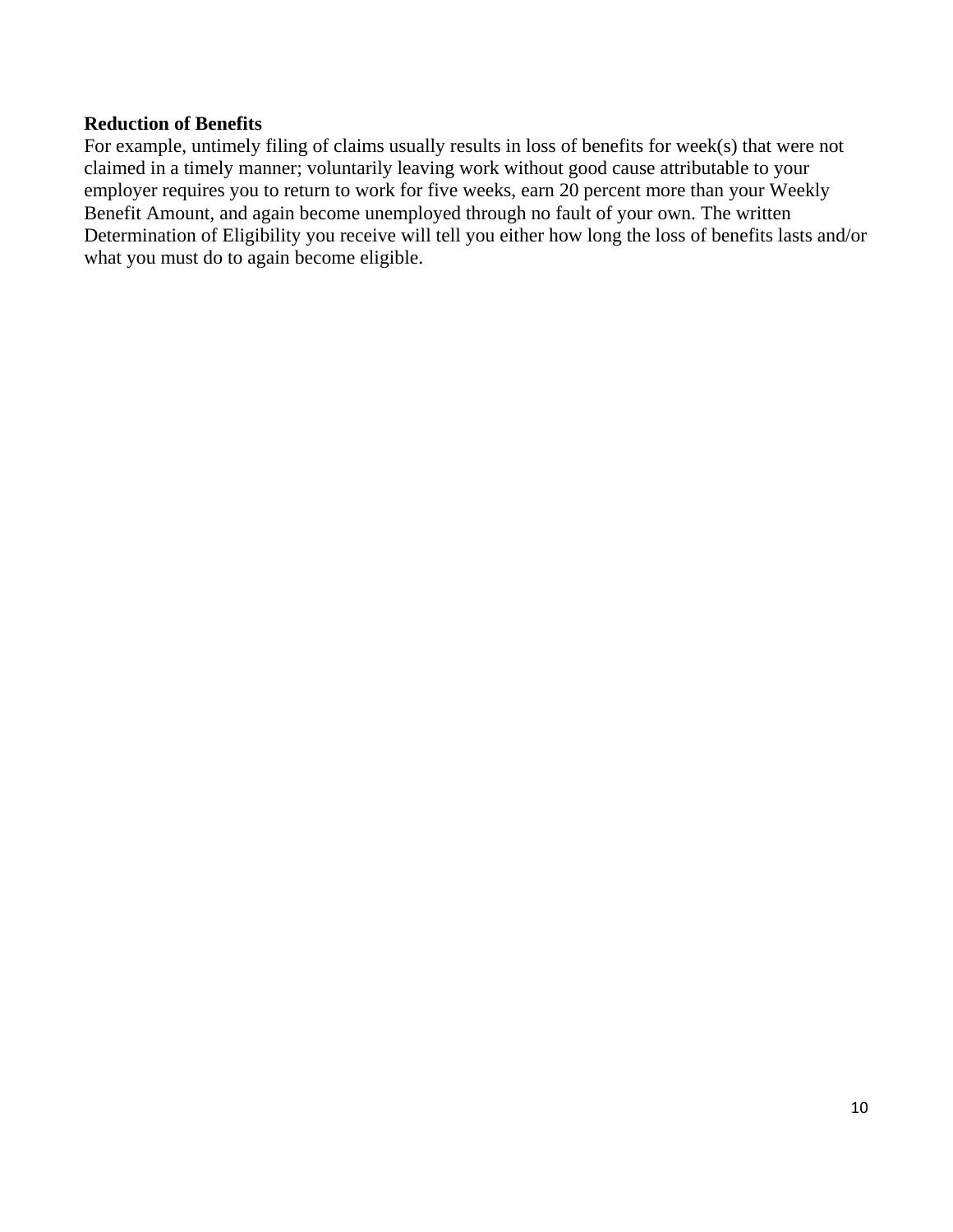**Reduction of Benefits**

For example, untimely filing of claims usually results in loss of benefits for week(s) that were not claimed in a timely manner; voluntarily leaving work without good cause attributable to your employer requires you to return to work for five weeks, earn 20 percent more than your Weekly Benefit Amount, and again become unemployed through no fault of your own. The written Determination of Eligibility you receive will tell you either how long the loss of benefits lasts and/or what you must do to again become eligible.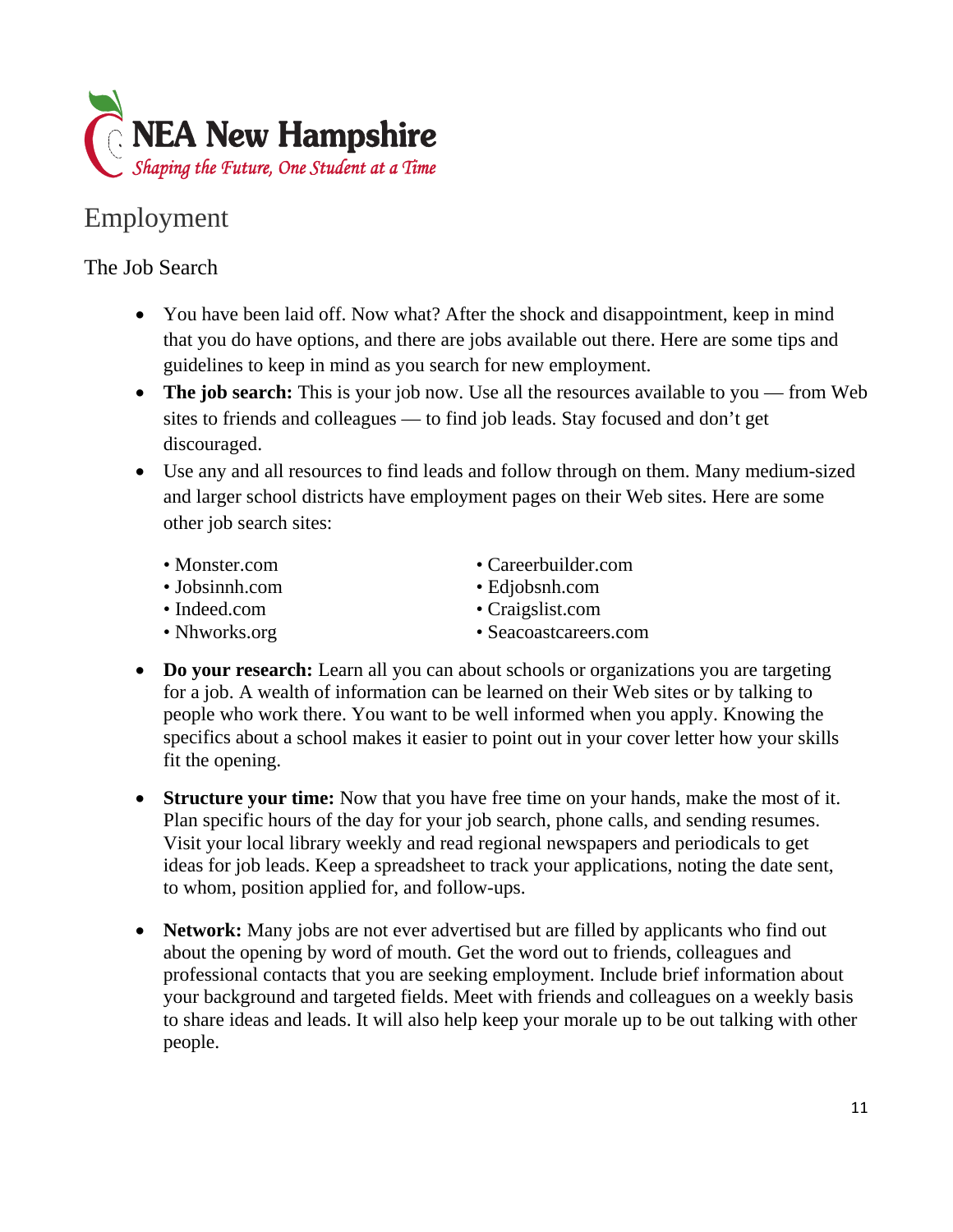NEA New Hampshire

*Shaping the Future, One Student at a Time*

# Employment

## The Job Search

- You have been laid off. Now what? After the shock and disappointment, keep in mind that you do have options, and there are jobs available out there. Here are some tips and guidelines to keep in mind as you search for new employment.
- **The job search:** This is your job now. Use all the resources available to you — from Web sites to friends and colleagues — to find job leads. Stay focused and don't get discouraged.
- Use any and all resources to find leads and follow through on them. Many medium-sized and larger school districts have employment pages on their Web sites. Here are some other job search sites:

  - Monster.com
  - Jobsinnh.com
  - Indeed.com
  - Nhworks.org
  - Careerbuilder.com
  - Edjobsnh.com
  - Craigslist.com
  - Seacoastcareers.com

- **Do your research:** Learn all you can about schools or organizations you are targeting for a job. A wealth of information can be learned on their Web sites or by talking to people who work there. You want to be well informed when you apply. Knowing the specifics about a school makes it easier to point out in your cover letter how your skills fit the opening.

- **Structure your time:** Now that you have free time on your hands, make the most of it. Plan specific hours of the day for your job search, phone calls, and sending resumes. Visit your local library weekly and read regional newspapers and periodicals to get ideas for job leads. Keep a spreadsheet to track your applications, noting the date sent, to whom, position applied for, and follow-ups.

- **Network:** Many jobs are not ever advertised but are filled by applicants who find out about the opening by word of mouth. Get the word out to friends, colleagues and professional contacts that you are seeking employment. Include brief information about your background and targeted fields. Meet with friends and colleagues on a weekly basis to share ideas and leads. It will also help keep your morale up to be out talking with other people.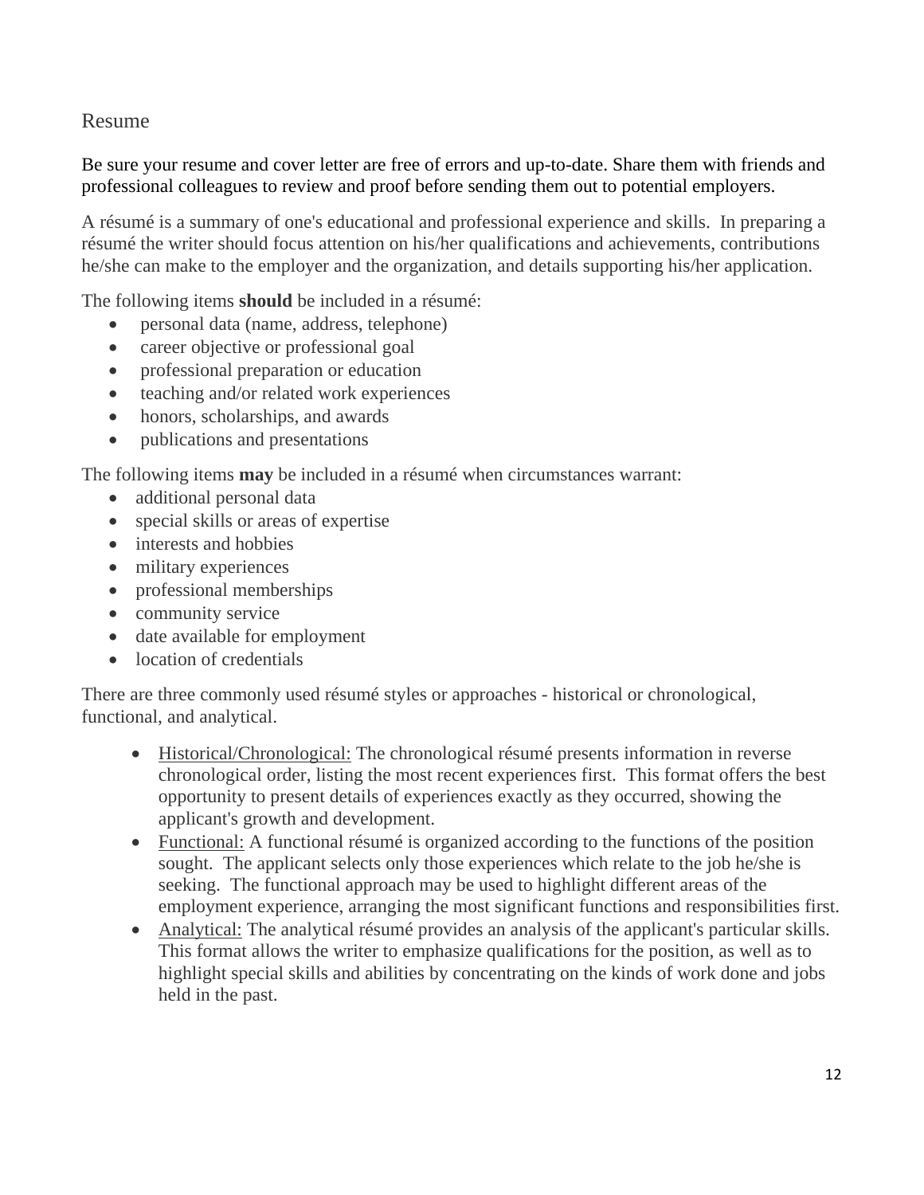## Resume

Be sure your resume and cover letter are free of errors and up-to-date. Share them with friends and professional colleagues to review and proof before sending them out to potential employers.

A résumé is a summary of one's educational and professional experience and skills. In preparing a résumé the writer should focus attention on his/her qualifications and achievements, contributions he/she can make to the employer and the organization, and details supporting his/her application.

The following items **should** be included in a résumé:

- personal data (name, address, telephone)
- career objective or professional goal
- professional preparation or education
- teaching and/or related work experiences
- honors, scholarships, and awards
- publications and presentations

The following items **may** be included in a résumé when circumstances warrant:

- additional personal data
- special skills or areas of expertise
- interests and hobbies
- military experiences
- professional memberships
- community service
- date available for employment
- location of credentials

There are three commonly used résumé styles or approaches - historical or chronological, functional, and analytical.

- <u>Historical/Chronological:</u> The chronological résumé presents information in reverse chronological order, listing the most recent experiences first. This format offers the best opportunity to present details of experiences exactly as they occurred, showing the applicant's growth and development.
- <u>Functional:</u> A functional résumé is organized according to the functions of the position sought. The applicant selects only those experiences which relate to the job he/she is seeking. The functional approach may be used to highlight different areas of the employment experience, arranging the most significant functions and responsibilities first.
- <u>Analytical:</u> The analytical résumé provides an analysis of the applicant's particular skills. This format allows the writer to emphasize qualifications for the position, as well as to highlight special skills and abilities by concentrating on the kinds of work done and jobs held in the past.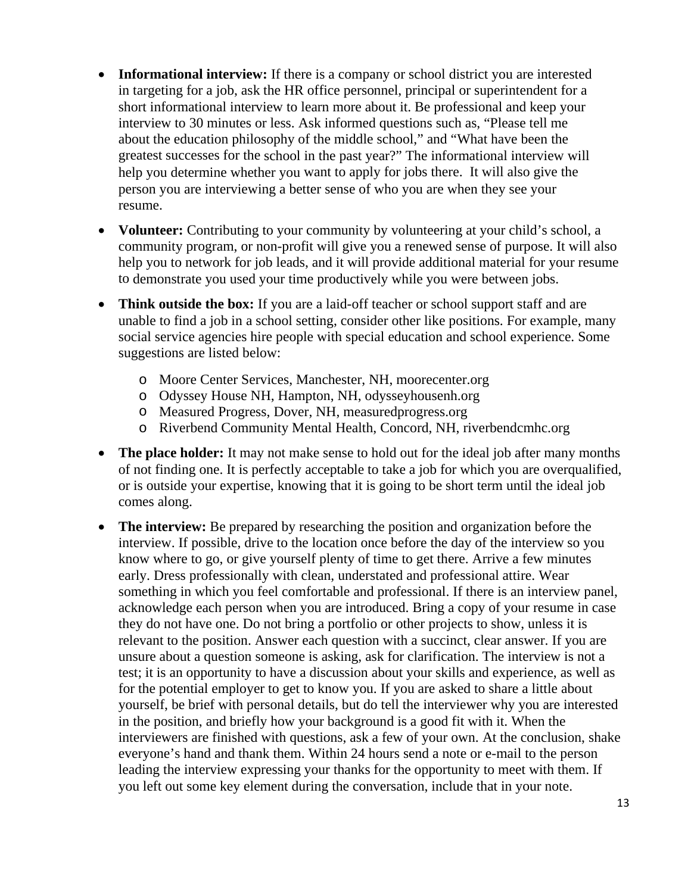- **Informational interview:** If there is a company or school district you are interested in targeting for a job, ask the HR office personnel, principal or superintendent for a short informational interview to learn more about it. Be professional and keep your interview to 30 minutes or less. Ask informed questions such as, "Please tell me about the education philosophy of the middle school," and "What have been the greatest successes for the school in the past year?" The informational interview will help you determine whether you want to apply for jobs there. It will also give the person you are interviewing a better sense of who you are when they see your resume.
- **Volunteer:** Contributing to your community by volunteering at your child's school, a community program, or non-profit will give you a renewed sense of purpose. It will also help you to network for job leads, and it will provide additional material for your resume to demonstrate you used your time productively while you were between jobs.
- **Think outside the box:** If you are a laid-off teacher or school support staff and are unable to find a job in a school setting, consider other like positions. For example, many social service agencies hire people with special education and school experience. Some suggestions are listed below:
    - Moore Center Services, Manchester, NH, moorecenter.org
    - Odyssey House NH, Hampton, NH, odysseyhousenh.org
    - Measured Progress, Dover, NH, measuredprogress.org
    - Riverbend Community Mental Health, Concord, NH, riverbendcmhc.org
- **The place holder:** It may not make sense to hold out for the ideal job after many months of not finding one. It is perfectly acceptable to take a job for which you are overqualified, or is outside your expertise, knowing that it is going to be short term until the ideal job comes along.
- **The interview:** Be prepared by researching the position and organization before the interview. If possible, drive to the location once before the day of the interview so you know where to go, or give yourself plenty of time to get there. Arrive a few minutes early. Dress professionally with clean, understated and professional attire. Wear something in which you feel comfortable and professional. If there is an interview panel, acknowledge each person when you are introduced. Bring a copy of your resume in case they do not have one. Do not bring a portfolio or other projects to show, unless it is relevant to the position. Answer each question with a succinct, clear answer. If you are unsure about a question someone is asking, ask for clarification. The interview is not a test; it is an opportunity to have a discussion about your skills and experience, as well as for the potential employer to get to know you. If you are asked to share a little about yourself, be brief with personal details, but do tell the interviewer why you are interested in the position, and briefly how your background is a good fit with it. When the interviewers are finished with questions, ask a few of your own. At the conclusion, shake everyone's hand and thank them. Within 24 hours send a note or e-mail to the person leading the interview expressing your thanks for the opportunity to meet with them. If you left out some key element during the conversation, include that in your note.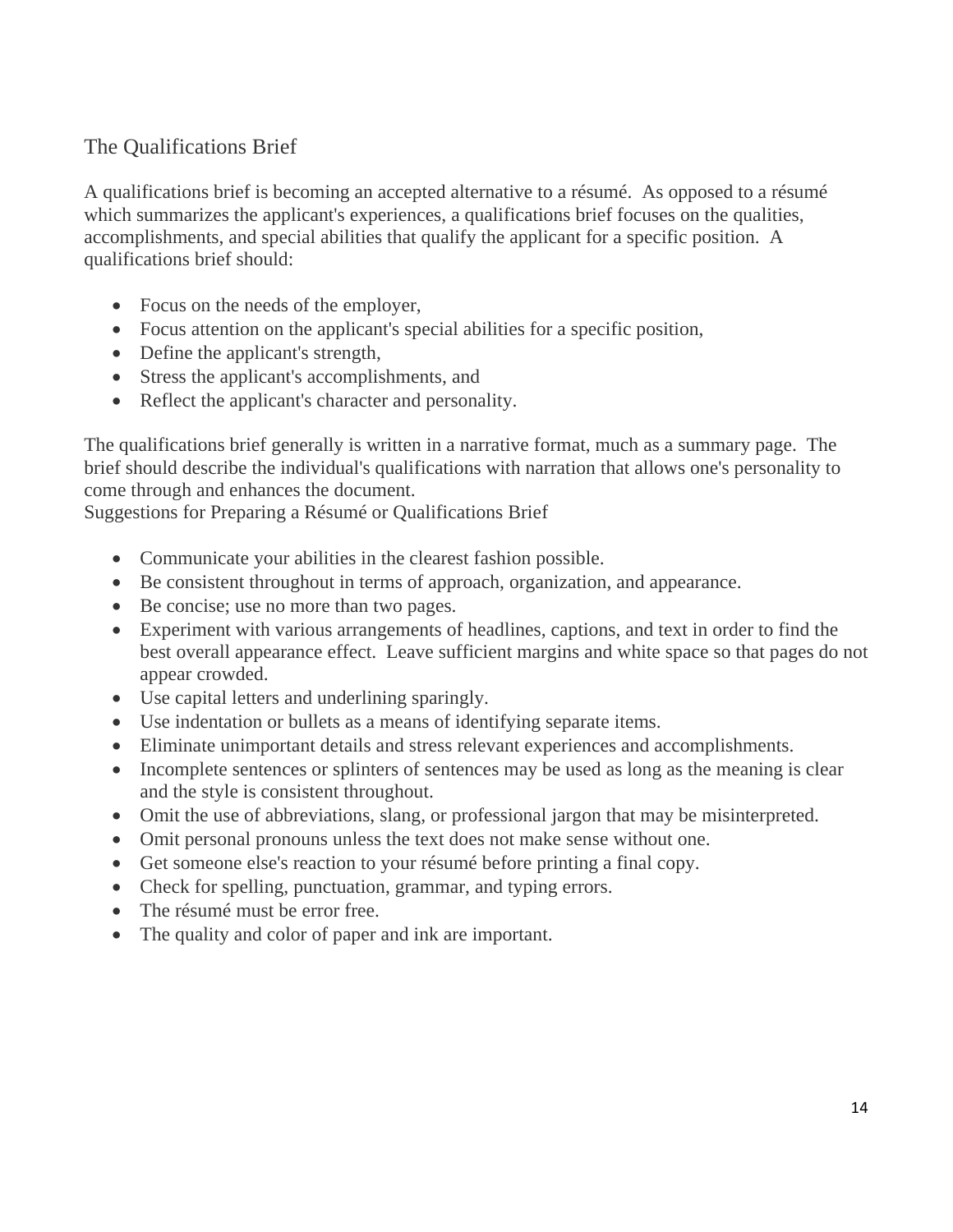## The Qualifications Brief

A qualifications brief is becoming an accepted alternative to a résumé. As opposed to a résumé which summarizes the applicant's experiences, a qualifications brief focuses on the qualities, accomplishments, and special abilities that qualify the applicant for a specific position. A qualifications brief should:

- Focus on the needs of the employer,
- Focus attention on the applicant's special abilities for a specific position,
- Define the applicant's strength,
- Stress the applicant's accomplishments, and
- Reflect the applicant's character and personality.

The qualifications brief generally is written in a narrative format, much as a summary page. The brief should describe the individual's qualifications with narration that allows one's personality to come through and enhances the document.

Suggestions for Preparing a Résumé or Qualifications Brief

- Communicate your abilities in the clearest fashion possible.
- Be consistent throughout in terms of approach, organization, and appearance.
- Be concise; use no more than two pages.
- Experiment with various arrangements of headlines, captions, and text in order to find the best overall appearance effect. Leave sufficient margins and white space so that pages do not appear crowded.
- Use capital letters and underlining sparingly.
- Use indentation or bullets as a means of identifying separate items.
- Eliminate unimportant details and stress relevant experiences and accomplishments.
- Incomplete sentences or splinters of sentences may be used as long as the meaning is clear and the style is consistent throughout.
- Omit the use of abbreviations, slang, or professional jargon that may be misinterpreted.
- Omit personal pronouns unless the text does not make sense without one.
- Get someone else's reaction to your résumé before printing a final copy.
- Check for spelling, punctuation, grammar, and typing errors.
- The résumé must be error free.
- The quality and color of paper and ink are important.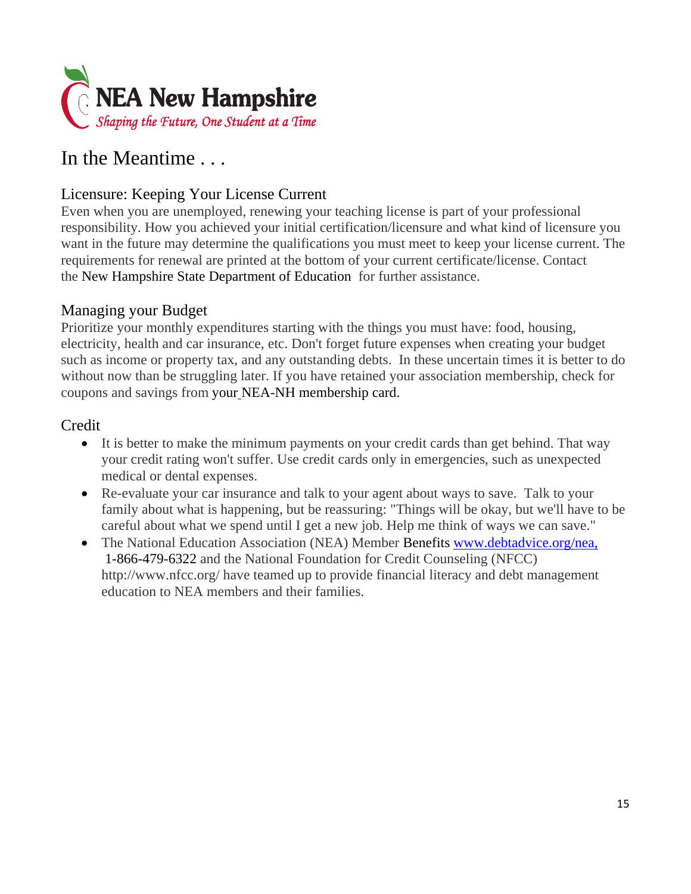**NEA New Hampshire**
*Shaping the Future, One Student at a Time*

# In the Meantime . . .

## Licensure: Keeping Your License Current

Even when you are unemployed, renewing your teaching license is part of your professional responsibility. How you achieved your initial certification/licensure and what kind of licensure you want in the future may determine the qualifications you must meet to keep your license current. The requirements for renewal are printed at the bottom of your current certificate/license. Contact the New Hampshire State Department of Education for further assistance.

## Managing your Budget

Prioritize your monthly expenditures starting with the things you must have: food, housing, electricity, health and car insurance, etc. Don't forget future expenses when creating your budget such as income or property tax, and any outstanding debts. In these uncertain times it is better to do without now than be struggling later. If you have retained your association membership, check for coupons and savings from your NEA-NH membership card.

## Credit

- It is better to make the minimum payments on your credit cards than get behind. That way your credit rating won't suffer. Use credit cards only in emergencies, such as unexpected medical or dental expenses.
- Re-evaluate your car insurance and talk to your agent about ways to save. Talk to your family about what is happening, but be reassuring: "Things will be okay, but we'll have to be careful about what we spend until I get a new job. Help me think of ways we can save."
- The National Education Association (NEA) Member Benefits www.debtadvice.org/nea, 1-866-479-6322 and the National Foundation for Credit Counseling (NFCC) http://www.nfcc.org/ have teamed up to provide financial literacy and debt management education to NEA members and their families.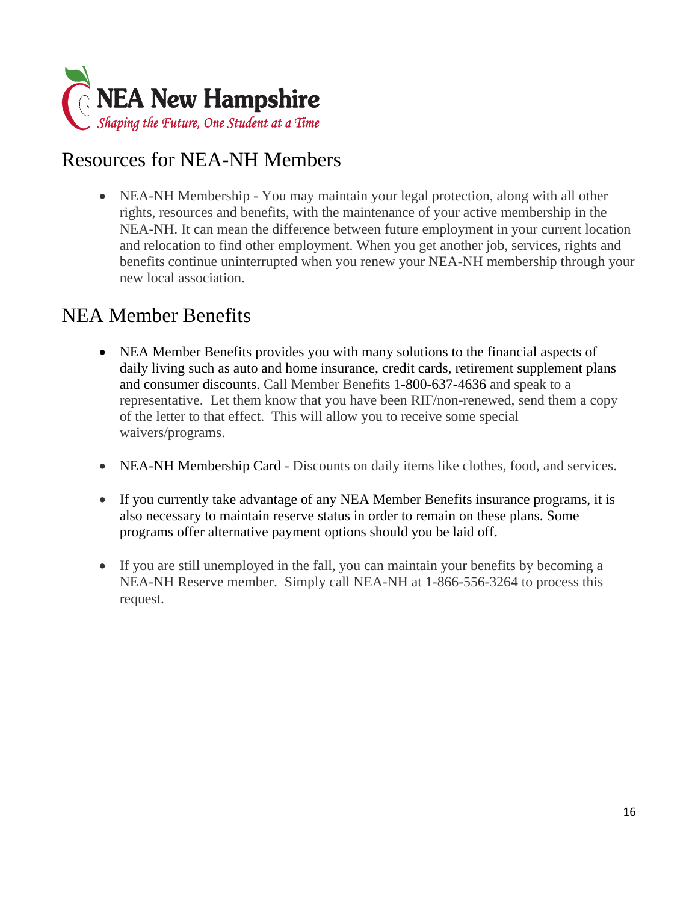NEA New Hampshire

*Shaping the Future, One Student at a Time*

## Resources for NEA-NH Members

- NEA-NH Membership - You may maintain your legal protection, along with all other rights, resources and benefits, with the maintenance of your active membership in the NEA-NH. It can mean the difference between future employment in your current location and relocation to find other employment. When you get another job, services, rights and benefits continue uninterrupted when you renew your NEA-NH membership through your new local association.

## NEA Member Benefits

- NEA Member Benefits provides you with many solutions to the financial aspects of daily living such as auto and home insurance, credit cards, retirement supplement plans and consumer discounts. Call Member Benefits 1-800-637-4636 and speak to a representative. Let them know that you have been RIF/non-renewed, send them a copy of the letter to that effect. This will allow you to receive some special waivers/programs.

- NEA-NH Membership Card - Discounts on daily items like clothes, food, and services.

- If you currently take advantage of any NEA Member Benefits insurance programs, it is also necessary to maintain reserve status in order to remain on these plans. Some programs offer alternative payment options should you be laid off.

- If you are still unemployed in the fall, you can maintain your benefits by becoming a NEA-NH Reserve member. Simply call NEA-NH at 1-866-556-3264 to process this request.